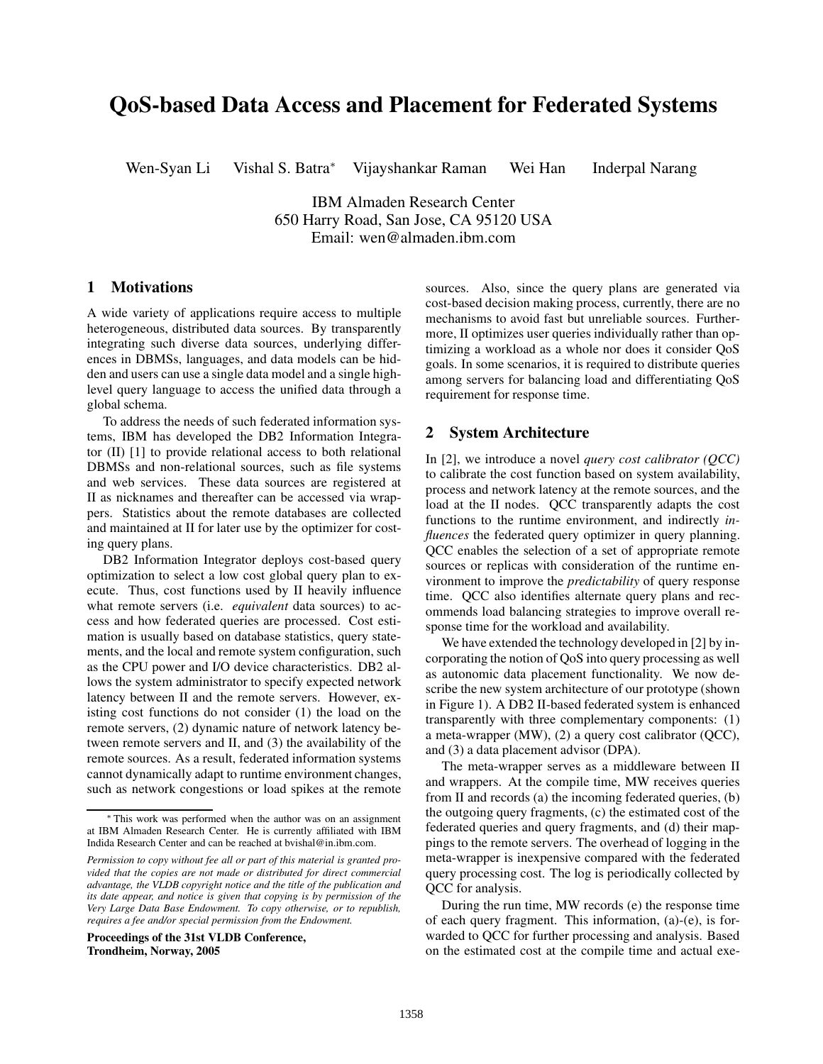# QoS-based Data Access and Placement for Federated Systems

Wen-Syan Li Vishal S. Batra* Vijayshankar Raman Wei Han Inderpal Narang

IBM Almaden Research Center
650 Harry Road, San Jose, CA 95120 USA
Email: wen@almaden.ibm.com

## 1 Motivations

A wide variety of applications require access to multiple heterogeneous, distributed data sources. By transparently integrating such diverse data sources, underlying differences in DBMSs, languages, and data models can be hidden and users can use a single data model and a single high-level query language to access the unified data through a global schema.

To address the needs of such federated information systems, IBM has developed the DB2 Information Integrator (II) [1] to provide relational access to both relational DBMSs and non-relational sources, such as file systems and web services. These data sources are registered at II as nicknames and thereafter can be accessed via wrappers. Statistics about the remote databases are collected and maintained at II for later use by the optimizer for costing query plans.

DB2 Information Integrator deploys cost-based query optimization to select a low cost global query plan to execute. Thus, cost functions used by II heavily influence what remote servers (i.e. *equivalent* data sources) to access and how federated queries are processed. Cost estimation is usually based on database statistics, query statements, and the local and remote system configuration, such as the CPU power and I/O device characteristics. DB2 allows the system administrator to specify expected network latency between II and the remote servers. However, existing cost functions do not consider (1) the load on the remote servers, (2) dynamic nature of network latency between remote servers and II, and (3) the availability of the remote sources. As a result, federated information systems cannot dynamically adapt to runtime environment changes, such as network congestions or load spikes at the remote sources. Also, since the query plans are generated via cost-based decision making process, currently, there are no mechanisms to avoid fast but unreliable sources. Furthermore, II optimizes user queries individually rather than optimizing a workload as a whole nor does it consider QoS goals. In some scenarios, it is required to distribute queries among servers for balancing load and differentiating QoS requirement for response time.

## 2 System Architecture

In [2], we introduce a novel *query cost calibrator (QCC)* to calibrate the cost function based on system availability, process and network latency at the remote sources, and the load at the II nodes. QCC transparently adapts the cost functions to the runtime environment, and indirectly *influences* the federated query optimizer in query planning. QCC enables the selection of a set of appropriate remote sources or replicas with consideration of the runtime environment to improve the *predictability* of query response time. QCC also identifies alternate query plans and recommends load balancing strategies to improve overall response time for the workload and availability.

We have extended the technology developed in [2] by incorporating the notion of QoS into query processing as well as autonomic data placement functionality. We now describe the new system architecture of our prototype (shown in Figure 1). A DB2 II-based federated system is enhanced transparently with three complementary components: (1) a meta-wrapper (MW), (2) a query cost calibrator (QCC), and (3) a data placement advisor (DPA).

The meta-wrapper serves as a middleware between II and wrappers. At the compile time, MW receives queries from II and records (a) the incoming federated queries, (b) the outgoing query fragments, (c) the estimated cost of the federated queries and query fragments, and (d) their mappings to the remote servers. The overhead of logging in the meta-wrapper is inexpensive compared with the federated query processing cost. The log is periodically collected by QCC for analysis.

During the run time, MW records (e) the response time of each query fragment. This information, (a)-(e), is forwarded to QCC for further processing and analysis. Based on the estimated cost at the compile time and actual exe-

---

* This work was performed when the author was on an assignment at IBM Almaden Research Center. He is currently affiliated with IBM Indida Research Center and can be reached at bvishal@in.ibm.com.

*Permission to copy without fee all or part of this material is granted provided that the copies are not made or distributed for direct commercial advantage, the VLDB copyright notice and the title of the publication and its date appear, and notice is given that copying is by permission of the Very Large Data Base Endowment. To copy otherwise, or to republish, requires a fee and/or special permission from the Endowment.*

**Proceedings of the 31st VLDB Conference, Trondheim, Norway, 2005**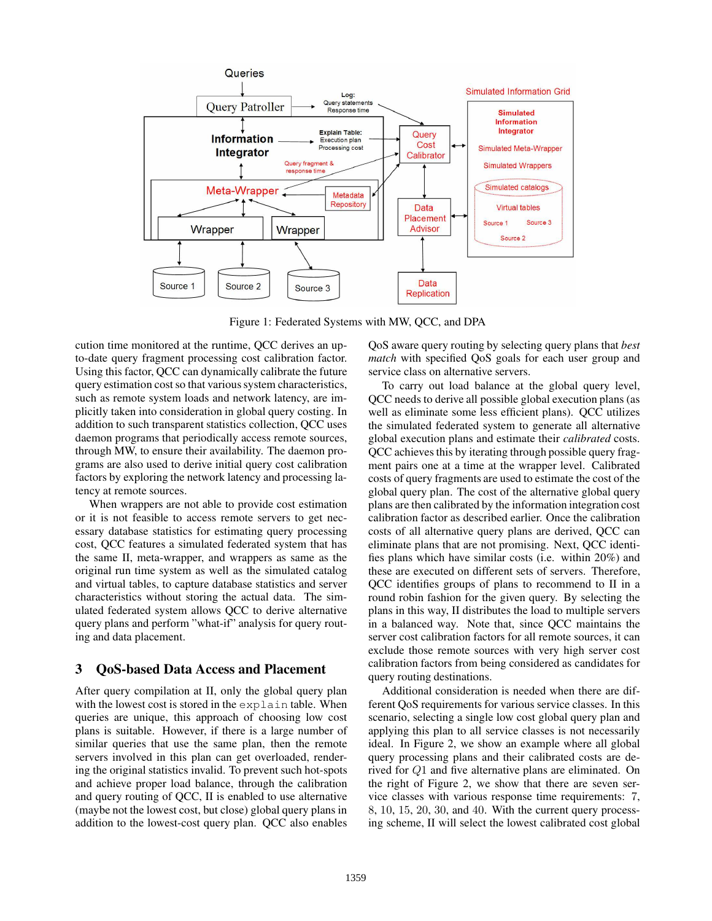Figure 1: Federated Systems with MW, QCC, and DPA

cution time monitored at the runtime, QCC derives an up-to-date query fragment processing cost calibration factor. Using this factor, QCC can dynamically calibrate the future query estimation cost so that various system characteristics, such as remote system loads and network latency, are implicitly taken into consideration in global query costing. In addition to such transparent statistics collection, QCC uses daemon programs that periodically access remote sources, through MW, to ensure their availability. The daemon programs are also used to derive initial query cost calibration factors by exploring the network latency and processing latency at remote sources.

When wrappers are not able to provide cost estimation or it is not feasible to access remote servers to get necessary database statistics for estimating query processing cost, QCC features a simulated federated system that has the same II, meta-wrapper, and wrappers as same as the original run time system as well as the simulated catalog and virtual tables, to capture database statistics and server characteristics without storing the actual data. The simulated federated system allows QCC to derive alternative query plans and perform "what-if" analysis for query routing and data placement.

## 3 QoS-based Data Access and Placement

After query compilation at II, only the global query plan with the lowest cost is stored in the `explain` table. When queries are unique, this approach of choosing low cost plans is suitable. However, if there is a large number of similar queries that use the same plan, then the remote servers involved in this plan can get overloaded, rendering the original statistics invalid. To prevent such hot-spots and achieve proper load balance, through the calibration and query routing of QCC, II is enabled to use alternative (maybe not the lowest cost, but close) global query plans in addition to the lowest-cost query plan. QCC also enables QoS aware query routing by selecting query plans that *best match* with specified QoS goals for each user group and service class on alternative servers.

To carry out load balance at the global query level, QCC needs to derive all possible global execution plans (as well as eliminate some less efficient plans). QCC utilizes the simulated federated system to generate all alternative global execution plans and estimate their *calibrated* costs. QCC achieves this by iterating through possible query fragment pairs one at a time at the wrapper level. Calibrated costs of query fragments are used to estimate the cost of the global query plan. The cost of the alternative global query plans are then calibrated by the information integration cost calibration factor as described earlier. Once the calibration costs of all alternative query plans are derived, QCC can eliminate plans that are not promising. Next, QCC identifies plans which have similar costs (i.e. within 20%) and these are executed on different sets of servers. Therefore, QCC identifies groups of plans to recommend to II in a round robin fashion for the given query. By selecting the plans in this way, II distributes the load to multiple servers in a balanced way. Note that, since QCC maintains the server cost calibration factors for all remote sources, it can exclude those remote sources with very high server cost calibration factors from being considered as candidates for query routing destinations.

Additional consideration is needed when there are different QoS requirements for various service classes. In this scenario, selecting a single low cost global query plan and applying this plan to all service classes is not necessarily ideal. In Figure 2, we show an example where all global query processing plans and their calibrated costs are derived for $Q1$ and five alternative plans are eliminated. On the right of Figure 2, we show that there are seven service classes with various response time requirements: 7, 8, 10, 15, 20, 30, and 40. With the current query processing scheme, II will select the lowest calibrated cost global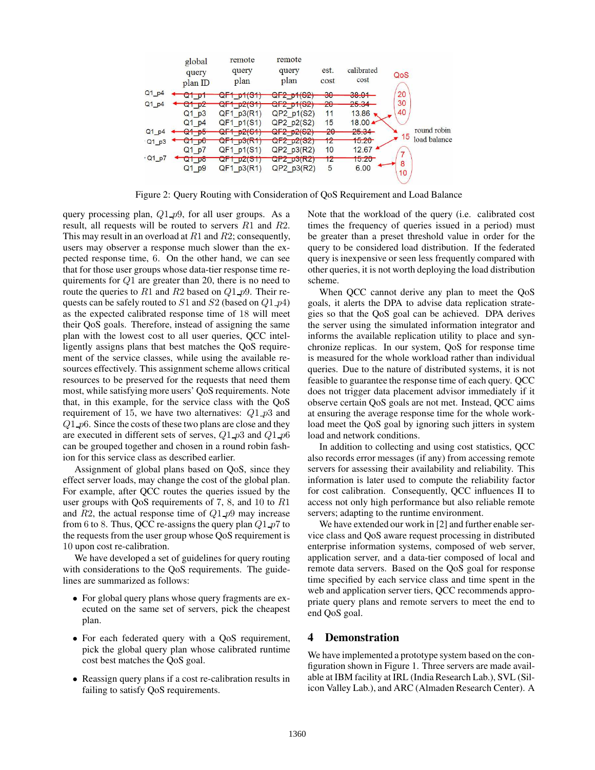| | global query plan ID | remote query plan | remote query plan | est. cost | calibrated cost | QoS |
|---|---|---|---|---|---|---|
| Q1_p4 | ~~Q1_p1~~ | ~~QF1_p1(S1)~~ | ~~QF2_p1(S2)~~ | ~~30~~ | ~~38.01~~ | 20 |
| Q1_p4 | ~~Q1_p2~~ | ~~QF1_p2(S1)~~ | ~~QF2_p1(S2)~~ | ~~20~~ | ~~25.34~~ | 30 |
| | Q1_p3 | QF1_p3(R1) | QP2_p1(S2) | 11 | 13.86 | 40 |
| | Q1_p4 | QF1_p1(S1) | QP2_p2(S2) | 15 | 18.00 | |
| Q1_p4 | ~~Q1_p5~~ | ~~QF1_p2(S1)~~ | ~~QF2_p2(S2)~~ | ~~20~~ | ~~25.34~~ | 15 (round robin load balance) |
| Q1_p3 | ~~Q1_p6~~ | ~~QF1_p3(R1)~~ | ~~QF2_p2(S2)~~ | ~~12~~ | ~~15.20~~ | |
| | Q1_p7 | QF1_p1(S1) | QP2_p3(R2) | 10 | 12.67 | 7 |
| Q1_p7 | ~~Q1_p8~~ | ~~QF1_p2(S1)~~ | ~~QP2_p3(R2)~~ | ~~12~~ | ~~15.20~~ | 8 |
| | Q1_p9 | QF1_p3(R1) | QP2_p3(R2) | 5 | 6.00 | 10 |

Figure 2: Query Routing with Consideration of QoS Requirement and Load Balance

query processing plan, $Q1\_p9$, for all user groups. As a result, all requests will be routed to servers $R1$ and $R2$. This may result in an overload at $R1$ and $R2$; consequently, users may observer a response much slower than the expected response time, 6. On the other hand, we can see that for those user groups whose data-tier response time requirements for $Q1$ are greater than 20, there is no need to route the queries to $R1$ and $R2$ based on $Q1\_p9$. Their requests can be safely routed to $S1$ and $S2$ (based on $Q1\_p4$) as the expected calibrated response time of 18 will meet their QoS goals. Therefore, instead of assigning the same plan with the lowest cost to all user queries, QCC intelligently assigns plans that best matches the QoS requirement of the service classes, while using the available resources effectively. This assignment scheme allows critical resources to be preserved for the requests that need them most, while satisfying more users' QoS requirements. Note that, in this example, for the service class with the QoS requirement of 15, we have two alternatives: $Q1\_p3$ and $Q1\_p6$. Since the costs of these two plans are close and they are executed in different sets of serves, $Q1\_p3$ and $Q1\_p6$ can be grouped together and chosen in a round robin fashion for this service class as described earlier.

Assignment of global plans based on QoS, since they effect server loads, may change the cost of the global plan. For example, after QCC routes the queries issued by the user groups with QoS requirements of 7, 8, and 10 to $R1$ and $R2$, the actual response time of $Q1\_p9$ may increase from 6 to 8. Thus, QCC re-assigns the query plan $Q1\_p7$ to the requests from the user group whose QoS requirement is 10 upon cost re-calibration.

We have developed a set of guidelines for query routing with considerations to the QoS requirements. The guidelines are summarized as follows:

- For global query plans whose query fragments are executed on the same set of servers, pick the cheapest plan.
- For each federated query with a QoS requirement, pick the global query plan whose calibrated runtime cost best matches the QoS goal.
- Reassign query plans if a cost re-calibration results in failing to satisfy QoS requirements.

Note that the workload of the query (i.e. calibrated cost times the frequency of queries issued in a period) must be greater than a preset threshold value in order for the query to be considered load distribution. If the federated query is inexpensive or seen less frequently compared with other queries, it is not worth deploying the load distribution scheme.

When QCC cannot derive any plan to meet the QoS goals, it alerts the DPA to advise data replication strategies so that the QoS goal can be achieved. DPA derives the server using the simulated information integrator and informs the available replication utility to place and synchronize replicas. In our system, QoS for response time is measured for the whole workload rather than individual queries. Due to the nature of distributed systems, it is not feasible to guarantee the response time of each query. QCC does not trigger data placement advisor immediately if it observe certain QoS goals are not met. Instead, QCC aims at ensuring the average response time for the whole workload meet the QoS goal by ignoring such jitters in system load and network conditions.

In addition to collecting and using cost statistics, QCC also records error messages (if any) from accessing remote servers for assessing their availability and reliability. This information is later used to compute the reliability factor for cost calibration. Consequently, QCC influences II to access not only high performance but also reliable remote servers; adapting to the runtime environment.

We have extended our work in [2] and further enable service class and QoS aware request processing in distributed enterprise information systems, composed of web server, application server, and a data-tier composed of local and remote data servers. Based on the QoS goal for response time specified by each service class and time spent in the web and application server tiers, QCC recommends appropriate query plans and remote servers to meet the end to end QoS goal.

## 4 Demonstration

We have implemented a prototype system based on the configuration shown in Figure 1. Three servers are made available at IBM facility at IRL (India Research Lab.), SVL (Silicon Valley Lab.), and ARC (Almaden Research Center). A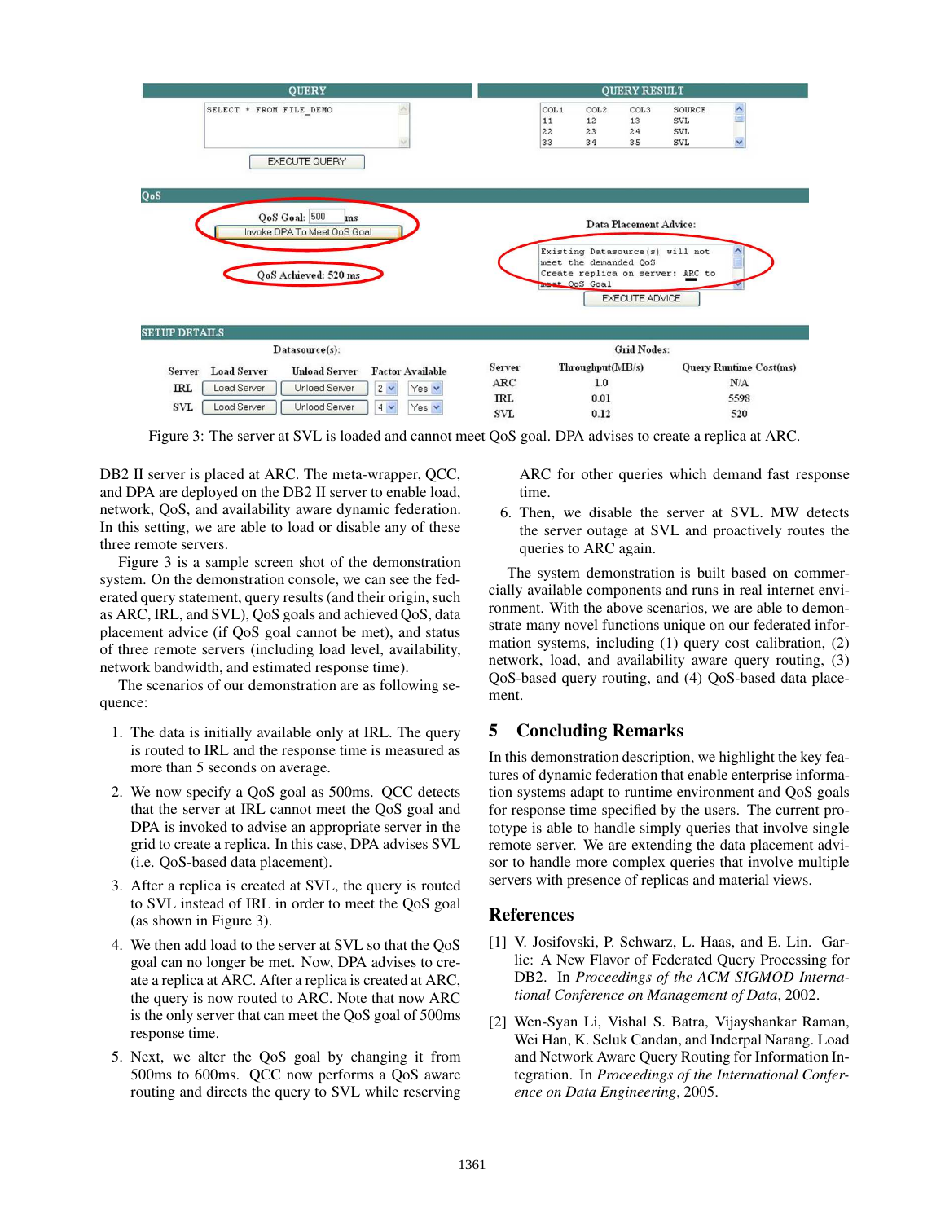Figure 3: The server at SVL is loaded and cannot meet QoS goal. DPA advises to create a replica at ARC.

DB2 II server is placed at ARC. The meta-wrapper, QCC, and DPA are deployed on the DB2 II server to enable load, network, QoS, and availability aware dynamic federation. In this setting, we are able to load or disable any of these three remote servers.

Figure 3 is a sample screen shot of the demonstration system. On the demonstration console, we can see the federated query statement, query results (and their origin, such as ARC, IRL, and SVL), QoS goals and achieved QoS, data placement advice (if QoS goal cannot be met), and status of three remote servers (including load level, availability, network bandwidth, and estimated response time).

The scenarios of our demonstration are as following sequence:

1. The data is initially available only at IRL. The query is routed to IRL and the response time is measured as more than 5 seconds on average.
2. We now specify a QoS goal as 500ms. QCC detects that the server at IRL cannot meet the QoS goal and DPA is invoked to advise an appropriate server in the grid to create a replica. In this case, DPA advises SVL (i.e. QoS-based data placement).
3. After a replica is created at SVL, the query is routed to SVL instead of IRL in order to meet the QoS goal (as shown in Figure 3).
4. We then add load to the server at SVL so that the QoS goal can no longer be met. Now, DPA advises to create a replica at ARC. After a replica is created at ARC, the query is now routed to ARC. Note that now ARC is the only server that can meet the QoS goal of 500ms response time.
5. Next, we alter the QoS goal by changing it from 500ms to 600ms. QCC now performs a QoS aware routing and directs the query to SVL while reserving ARC for other queries which demand fast response time.
6. Then, we disable the server at SVL. MW detects the server outage at SVL and proactively routes the queries to ARC again.

The system demonstration is built based on commercially available components and runs in real internet environment. With the above scenarios, we are able to demonstrate many novel functions unique on our federated information systems, including (1) query cost calibration, (2) network, load, and availability aware query routing, (3) QoS-based query routing, and (4) QoS-based data placement.

## 5 Concluding Remarks

In this demonstration description, we highlight the key features of dynamic federation that enable enterprise information systems adapt to runtime environment and QoS goals for response time specified by the users. The current prototype is able to handle simply queries that involve single remote server. We are extending the data placement advisor to handle more complex queries that involve multiple servers with presence of replicas and material views.

## References

[1] V. Josifovski, P. Schwarz, L. Haas, and E. Lin. Garlic: A New Flavor of Federated Query Processing for DB2. In *Proceedings of the ACM SIGMOD International Conference on Management of Data*, 2002.

[2] Wen-Syan Li, Vishal S. Batra, Vijayshankar Raman, Wei Han, K. Seluk Candan, and Inderpal Narang. Load and Network Aware Query Routing for Information Integration. In *Proceedings of the International Conference on Data Engineering*, 2005.